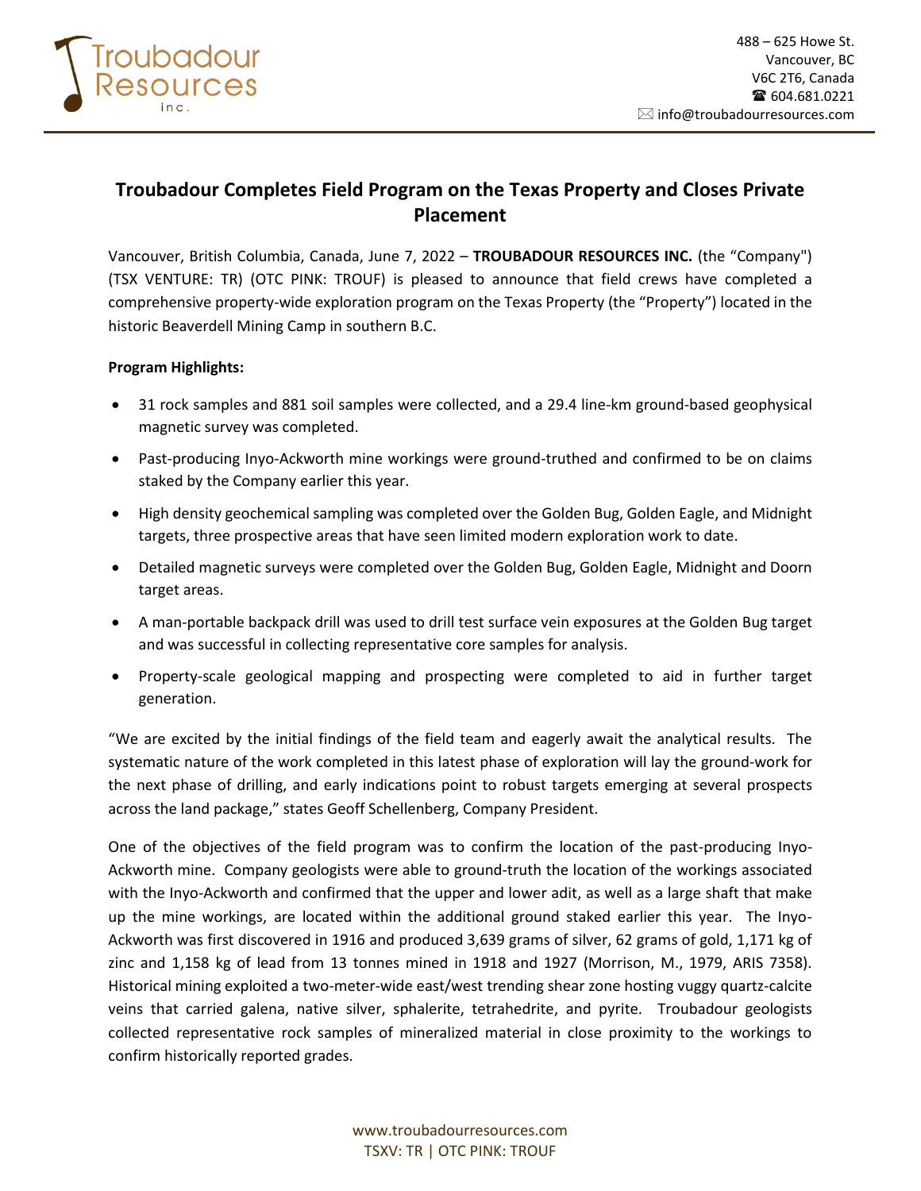Troubadour Resources inc.

488 – 625 Howe St.
Vancouver, BC
V6C 2T6, Canada
☎ 604.681.0221
✉ info@troubadourresources.com

# Troubadour Completes Field Program on the Texas Property and Closes Private Placement

Vancouver, British Columbia, Canada, June 7, 2022 – **TROUBADOUR RESOURCES INC.** (the "Company") (TSX VENTURE: TR) (OTC PINK: TROUF) is pleased to announce that field crews have completed a comprehensive property-wide exploration program on the Texas Property (the "Property") located in the historic Beaverdell Mining Camp in southern B.C.

**Program Highlights:**

- 31 rock samples and 881 soil samples were collected, and a 29.4 line-km ground-based geophysical magnetic survey was completed.
- Past-producing Inyo-Ackworth mine workings were ground-truthed and confirmed to be on claims staked by the Company earlier this year.
- High density geochemical sampling was completed over the Golden Bug, Golden Eagle, and Midnight targets, three prospective areas that have seen limited modern exploration work to date.
- Detailed magnetic surveys were completed over the Golden Bug, Golden Eagle, Midnight and Doorn target areas.
- A man-portable backpack drill was used to drill test surface vein exposures at the Golden Bug target and was successful in collecting representative core samples for analysis.
- Property-scale geological mapping and prospecting were completed to aid in further target generation.

"We are excited by the initial findings of the field team and eagerly await the analytical results. The systematic nature of the work completed in this latest phase of exploration will lay the ground-work for the next phase of drilling, and early indications point to robust targets emerging at several prospects across the land package," states Geoff Schellenberg, Company President.

One of the objectives of the field program was to confirm the location of the past-producing Inyo-Ackworth mine. Company geologists were able to ground-truth the location of the workings associated with the Inyo-Ackworth and confirmed that the upper and lower adit, as well as a large shaft that make up the mine workings, are located within the additional ground staked earlier this year. The Inyo-Ackworth was first discovered in 1916 and produced 3,639 grams of silver, 62 grams of gold, 1,171 kg of zinc and 1,158 kg of lead from 13 tonnes mined in 1918 and 1927 (Morrison, M., 1979, ARIS 7358). Historical mining exploited a two-meter-wide east/west trending shear zone hosting vuggy quartz-calcite veins that carried galena, native silver, sphalerite, tetrahedrite, and pyrite. Troubadour geologists collected representative rock samples of mineralized material in close proximity to the workings to confirm historically reported grades.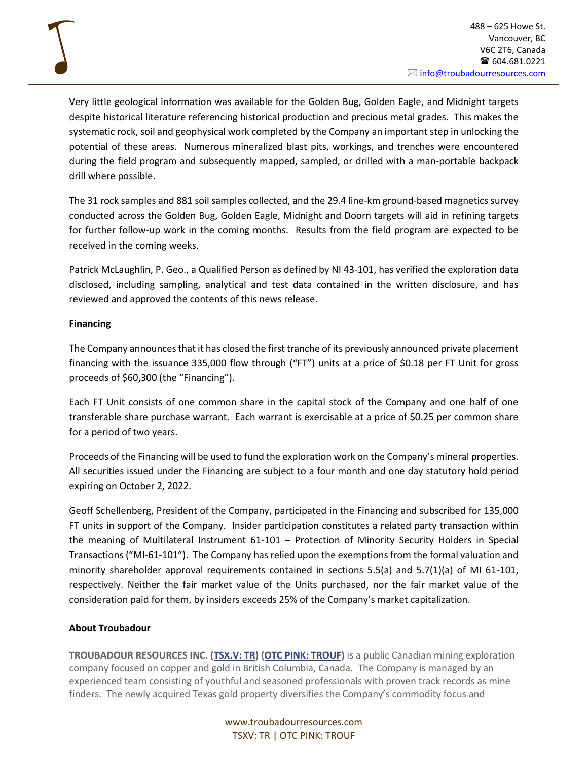Very little geological information was available for the Golden Bug, Golden Eagle, and Midnight targets despite historical literature referencing historical production and precious metal grades. This makes the systematic rock, soil and geophysical work completed by the Company an important step in unlocking the potential of these areas. Numerous mineralized blast pits, workings, and trenches were encountered during the field program and subsequently mapped, sampled, or drilled with a man-portable backpack drill where possible.

The 31 rock samples and 881 soil samples collected, and the 29.4 line-km ground-based magnetics survey conducted across the Golden Bug, Golden Eagle, Midnight and Doorn targets will aid in refining targets for further follow-up work in the coming months. Results from the field program are expected to be received in the coming weeks.

Patrick McLaughlin, P. Geo., a Qualified Person as defined by NI 43-101, has verified the exploration data disclosed, including sampling, analytical and test data contained in the written disclosure, and has reviewed and approved the contents of this news release.

**Financing**

The Company announces that it has closed the first tranche of its previously announced private placement financing with the issuance 335,000 flow through ("FT") units at a price of $0.18 per FT Unit for gross proceeds of $60,300 (the "Financing").

Each FT Unit consists of one common share in the capital stock of the Company and one half of one transferable share purchase warrant. Each warrant is exercisable at a price of $0.25 per common share for a period of two years.

Proceeds of the Financing will be used to fund the exploration work on the Company's mineral properties. All securities issued under the Financing are subject to a four month and one day statutory hold period expiring on October 2, 2022.

Geoff Schellenberg, President of the Company, participated in the Financing and subscribed for 135,000 FT units in support of the Company. Insider participation constitutes a related party transaction within the meaning of Multilateral Instrument 61-101 – Protection of Minority Security Holders in Special Transactions ("MI-61-101"). The Company has relied upon the exemptions from the formal valuation and minority shareholder approval requirements contained in sections 5.5(a) and 5.7(1)(a) of MI 61-101, respectively. Neither the fair market value of the Units purchased, nor the fair market value of the consideration paid for them, by insiders exceeds 25% of the Company's market capitalization.

**About Troubadour**

**TROUBADOUR RESOURCES INC. (TSX.V: TR) (OTC PINK: TROUF)** is a public Canadian mining exploration company focused on copper and gold in British Columbia, Canada. The Company is managed by an experienced team consisting of youthful and seasoned professionals with proven track records as mine finders. The newly acquired Texas gold property diversifies the Company's commodity focus and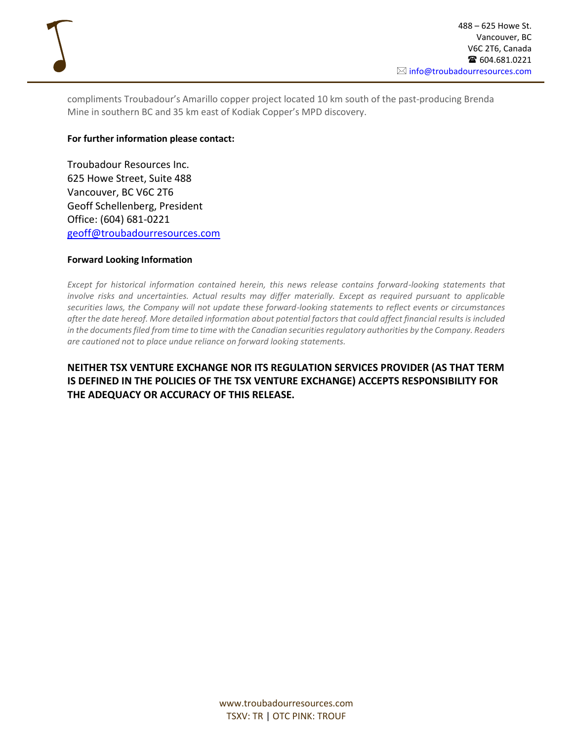compliments Troubadour's Amarillo copper project located 10 km south of the past-producing Brenda Mine in southern BC and 35 km east of Kodiak Copper's MPD discovery.

**For further information please contact:**

Troubadour Resources Inc.
625 Howe Street, Suite 488
Vancouver, BC V6C 2T6
Geoff Schellenberg, President
Office: (604) 681-0221
geoff@troubadourresources.com

**Forward Looking Information**

*Except for historical information contained herein, this news release contains forward-looking statements that involve risks and uncertainties. Actual results may differ materially. Except as required pursuant to applicable securities laws, the Company will not update these forward-looking statements to reflect events or circumstances after the date hereof. More detailed information about potential factors that could affect financial results is included in the documents filed from time to time with the Canadian securities regulatory authorities by the Company. Readers are cautioned not to place undue reliance on forward looking statements.*

**NEITHER TSX VENTURE EXCHANGE NOR ITS REGULATION SERVICES PROVIDER (AS THAT TERM IS DEFINED IN THE POLICIES OF THE TSX VENTURE EXCHANGE) ACCEPTS RESPONSIBILITY FOR THE ADEQUACY OR ACCURACY OF THIS RELEASE.**